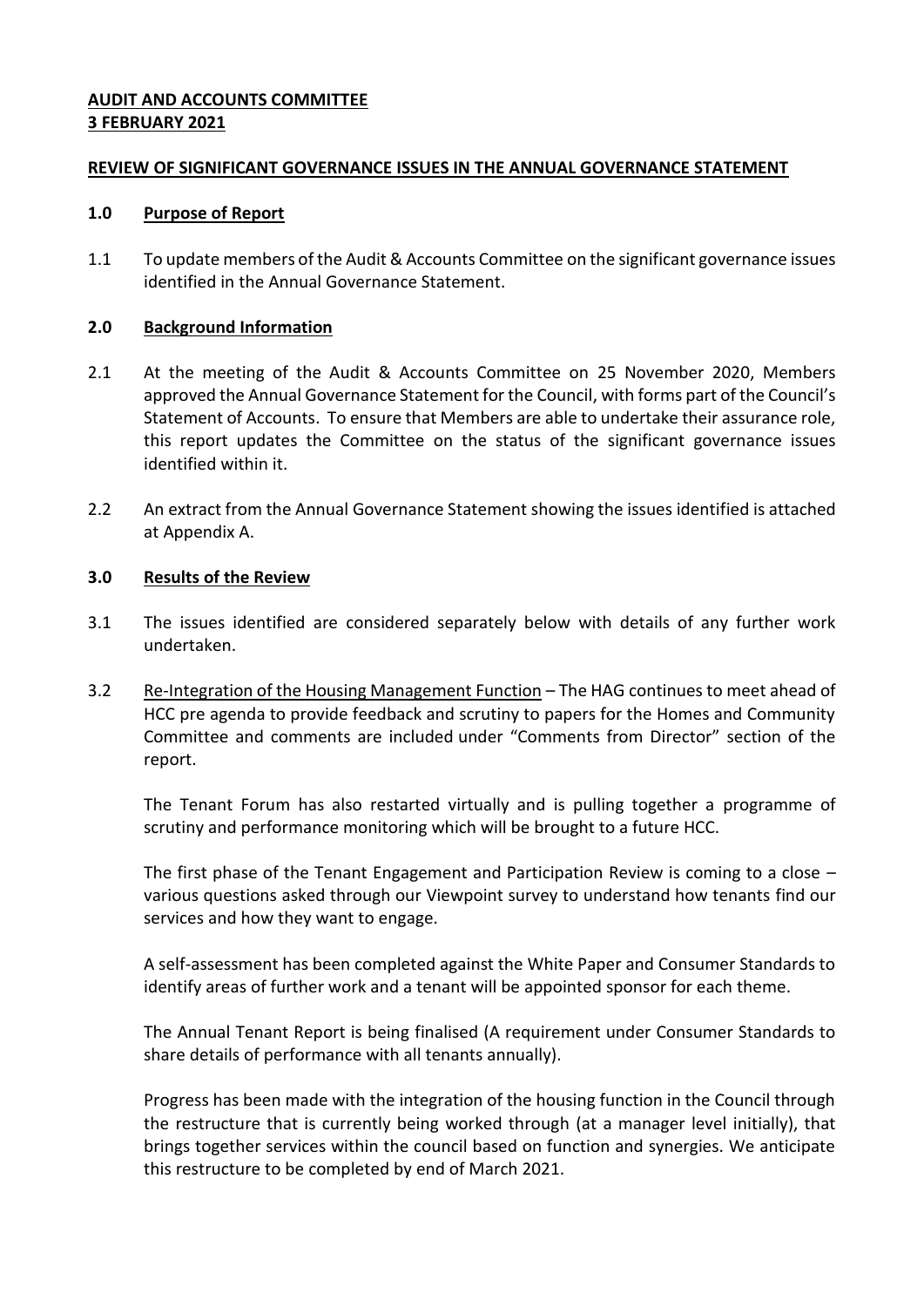**AUDIT AND ACCOUNTS COMMITTEE**
**3 FEBRUARY 2021**

**REVIEW OF SIGNIFICANT GOVERNANCE ISSUES IN THE ANNUAL GOVERNANCE STATEMENT**

## 1.0 Purpose of Report

1.1 To update members of the Audit & Accounts Committee on the significant governance issues identified in the Annual Governance Statement.

## 2.0 Background Information

2.1 At the meeting of the Audit & Accounts Committee on 25 November 2020, Members approved the Annual Governance Statement for the Council, with forms part of the Council's Statement of Accounts. To ensure that Members are able to undertake their assurance role, this report updates the Committee on the status of the significant governance issues identified within it.

2.2 An extract from the Annual Governance Statement showing the issues identified is attached at Appendix A.

## 3.0 Results of the Review

3.1 The issues identified are considered separately below with details of any further work undertaken.

3.2 Re-Integration of the Housing Management Function – The HAG continues to meet ahead of HCC pre agenda to provide feedback and scrutiny to papers for the Homes and Community Committee and comments are included under "Comments from Director" section of the report.

The Tenant Forum has also restarted virtually and is pulling together a programme of scrutiny and performance monitoring which will be brought to a future HCC.

The first phase of the Tenant Engagement and Participation Review is coming to a close – various questions asked through our Viewpoint survey to understand how tenants find our services and how they want to engage.

A self-assessment has been completed against the White Paper and Consumer Standards to identify areas of further work and a tenant will be appointed sponsor for each theme.

The Annual Tenant Report is being finalised (A requirement under Consumer Standards to share details of performance with all tenants annually).

Progress has been made with the integration of the housing function in the Council through the restructure that is currently being worked through (at a manager level initially), that brings together services within the council based on function and synergies. We anticipate this restructure to be completed by end of March 2021.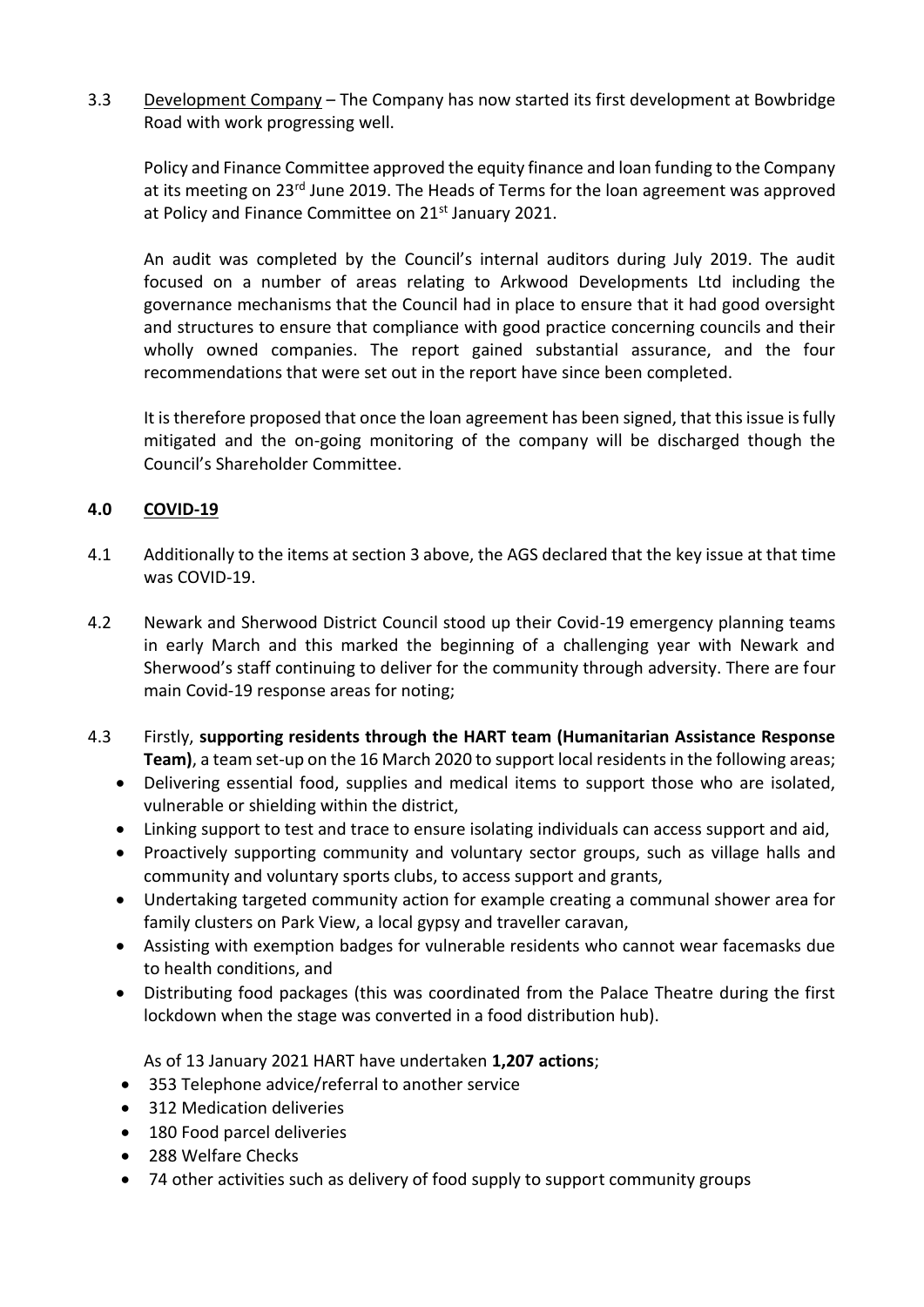3.3 Development Company – The Company has now started its first development at Bowbridge Road with work progressing well.

Policy and Finance Committee approved the equity finance and loan funding to the Company at its meeting on 23rd June 2019. The Heads of Terms for the loan agreement was approved at Policy and Finance Committee on 21st January 2021.

An audit was completed by the Council's internal auditors during July 2019. The audit focused on a number of areas relating to Arkwood Developments Ltd including the governance mechanisms that the Council had in place to ensure that it had good oversight and structures to ensure that compliance with good practice concerning councils and their wholly owned companies. The report gained substantial assurance, and the four recommendations that were set out in the report have since been completed.

It is therefore proposed that once the loan agreement has been signed, that this issue is fully mitigated and the on-going monitoring of the company will be discharged though the Council's Shareholder Committee.

## 4.0 COVID-19

4.1 Additionally to the items at section 3 above, the AGS declared that the key issue at that time was COVID-19.

4.2 Newark and Sherwood District Council stood up their Covid-19 emergency planning teams in early March and this marked the beginning of a challenging year with Newark and Sherwood's staff continuing to deliver for the community through adversity. There are four main Covid-19 response areas for noting;

4.3 Firstly, **supporting residents through the HART team (Humanitarian Assistance Response Team)**, a team set-up on the 16 March 2020 to support local residents in the following areas;

- Delivering essential food, supplies and medical items to support those who are isolated, vulnerable or shielding within the district,
- Linking support to test and trace to ensure isolating individuals can access support and aid,
- Proactively supporting community and voluntary sector groups, such as village halls and community and voluntary sports clubs, to access support and grants,
- Undertaking targeted community action for example creating a communal shower area for family clusters on Park View, a local gypsy and traveller caravan,
- Assisting with exemption badges for vulnerable residents who cannot wear facemasks due to health conditions, and
- Distributing food packages (this was coordinated from the Palace Theatre during the first lockdown when the stage was converted in a food distribution hub).

As of 13 January 2021 HART have undertaken **1,207 actions**;

- 353 Telephone advice/referral to another service
- 312 Medication deliveries
- 180 Food parcel deliveries
- 288 Welfare Checks
- 74 other activities such as delivery of food supply to support community groups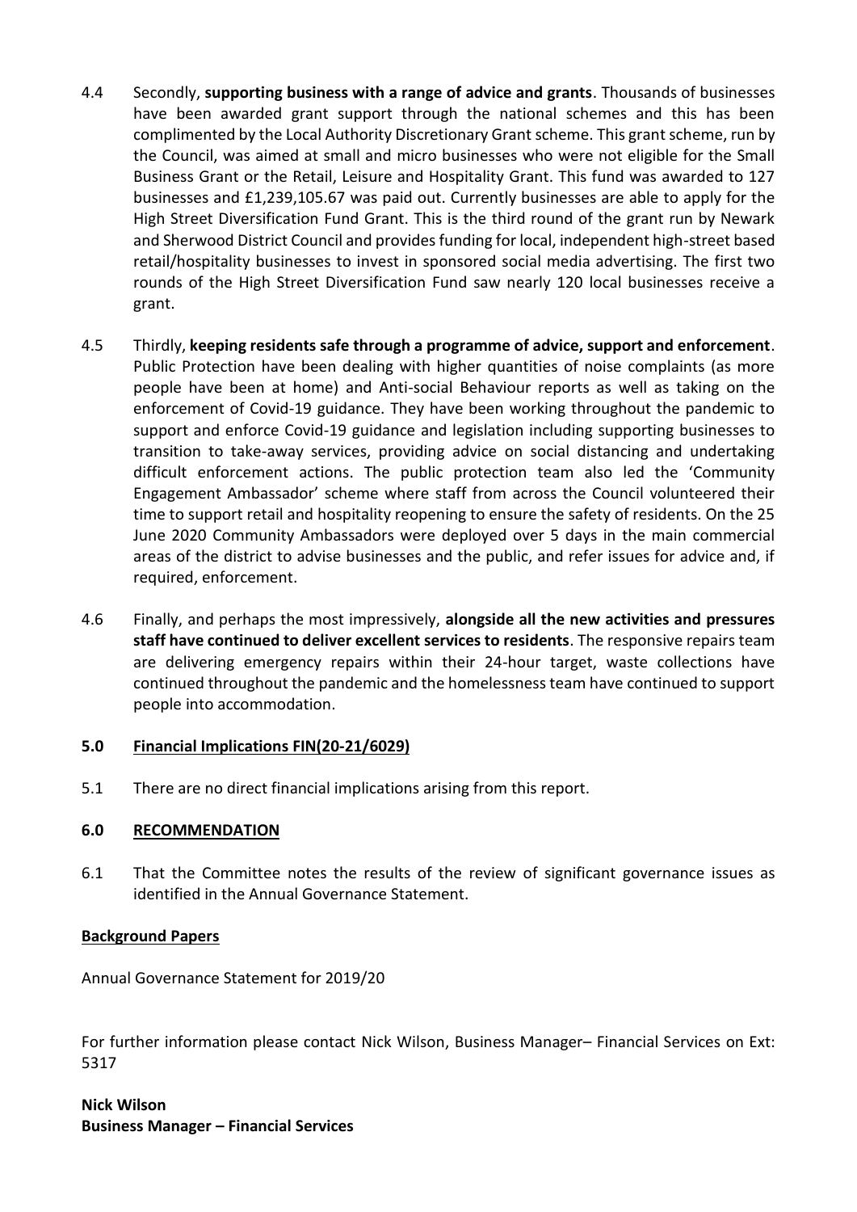4.4 Secondly, **supporting business with a range of advice and grants**. Thousands of businesses have been awarded grant support through the national schemes and this has been complimented by the Local Authority Discretionary Grant scheme. This grant scheme, run by the Council, was aimed at small and micro businesses who were not eligible for the Small Business Grant or the Retail, Leisure and Hospitality Grant. This fund was awarded to 127 businesses and £1,239,105.67 was paid out. Currently businesses are able to apply for the High Street Diversification Fund Grant. This is the third round of the grant run by Newark and Sherwood District Council and provides funding for local, independent high-street based retail/hospitality businesses to invest in sponsored social media advertising. The first two rounds of the High Street Diversification Fund saw nearly 120 local businesses receive a grant.

4.5 Thirdly, **keeping residents safe through a programme of advice, support and enforcement**. Public Protection have been dealing with higher quantities of noise complaints (as more people have been at home) and Anti-social Behaviour reports as well as taking on the enforcement of Covid-19 guidance. They have been working throughout the pandemic to support and enforce Covid-19 guidance and legislation including supporting businesses to transition to take-away services, providing advice on social distancing and undertaking difficult enforcement actions. The public protection team also led the 'Community Engagement Ambassador' scheme where staff from across the Council volunteered their time to support retail and hospitality reopening to ensure the safety of residents. On the 25 June 2020 Community Ambassadors were deployed over 5 days in the main commercial areas of the district to advise businesses and the public, and refer issues for advice and, if required, enforcement.

4.6 Finally, and perhaps the most impressively, **alongside all the new activities and pressures staff have continued to deliver excellent services to residents**. The responsive repairs team are delivering emergency repairs within their 24-hour target, waste collections have continued throughout the pandemic and the homelessness team have continued to support people into accommodation.

## 5.0 Financial Implications FIN(20-21/6029)

5.1 There are no direct financial implications arising from this report.

## 6.0 RECOMMENDATION

6.1 That the Committee notes the results of the review of significant governance issues as identified in the Annual Governance Statement.

**Background Papers**

Annual Governance Statement for 2019/20

For further information please contact Nick Wilson, Business Manager– Financial Services on Ext: 5317

**Nick Wilson**
**Business Manager – Financial Services**